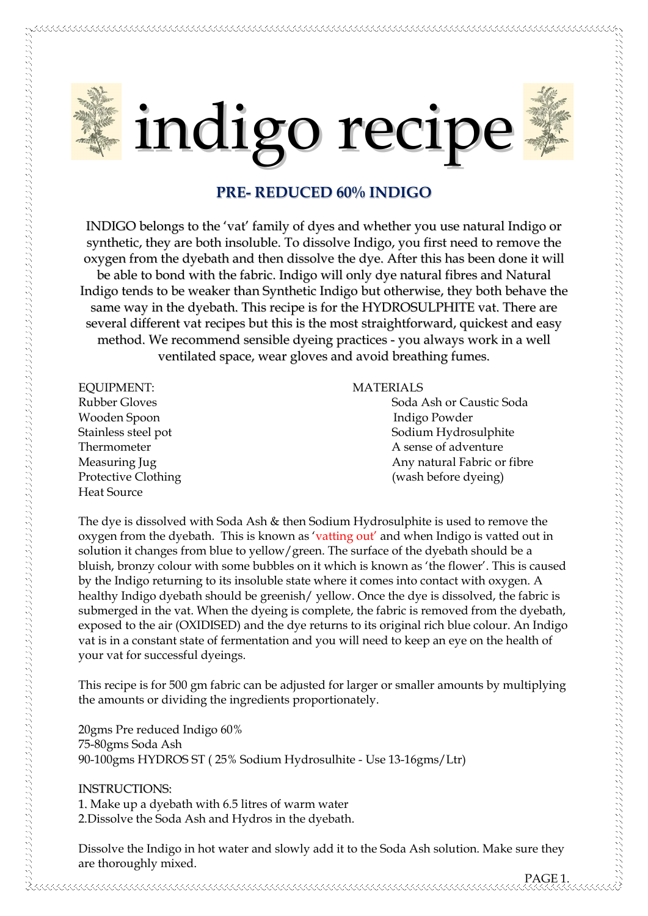# indigo recipe

## PRE- REDUCED 60% INDIGO

INDIGO belongs to the 'vat' family of dyes and whether you use natural Indigo or synthetic, they are both insoluble. To dissolve Indigo, you first need to remove the oxygen from the dyebath and then dissolve the dye. After this has been done it will be able to bond with the fabric. Indigo will only dye natural fibres and Natural Indigo tends to be weaker than Synthetic Indigo but otherwise, they both behave the same way in the dyebath. This recipe is for the HYDROSULPHITE vat. There are several different vat recipes but this is the most straightforward, quickest and easy method. We recommend sensible dyeing practices - you always work in a well ventilated space, wear gloves and avoid breathing fumes.

EQUIPMENT:
- Rubber Gloves
- Wooden Spoon
- Stainless steel pot
- Thermometer
- Measuring Jug
- Protective Clothing
- Heat Source

MATERIALS
- Soda Ash or Caustic Soda
- Indigo Powder
- Sodium Hydrosulphite
- A sense of adventure
- Any natural Fabric or fibre (wash before dyeing)

The dye is dissolved with Soda Ash & then Sodium Hydrosulphite is used to remove the oxygen from the dyebath. This is known as 'vatting out' and when Indigo is vatted out in solution it changes from blue to yellow/green. The surface of the dyebath should be a bluish, bronzy colour with some bubbles on it which is known as 'the flower'. This is caused by the Indigo returning to its insoluble state where it comes into contact with oxygen. A healthy Indigo dyebath should be greenish/ yellow. Once the dye is dissolved, the fabric is submerged in the vat. When the dyeing is complete, the fabric is removed from the dyebath, exposed to the air (OXIDISED) and the dye returns to its original rich blue colour. An Indigo vat is in a constant state of fermentation and you will need to keep an eye on the health of your vat for successful dyeings.

This recipe is for 500 gm fabric can be adjusted for larger or smaller amounts by multiplying the amounts or dividing the ingredients proportionately.

20gms Pre reduced Indigo 60%
75-80gms Soda Ash
90-100gms HYDROS ST ( 25% Sodium Hydrosulhite - Use 13-16gms/Ltr)

INSTRUCTIONS:
1. Make up a dyebath with 6.5 litres of warm water
2. Dissolve the Soda Ash and Hydros in the dyebath.

Dissolve the Indigo in hot water and slowly add it to the Soda Ash solution. Make sure they are thoroughly mixed.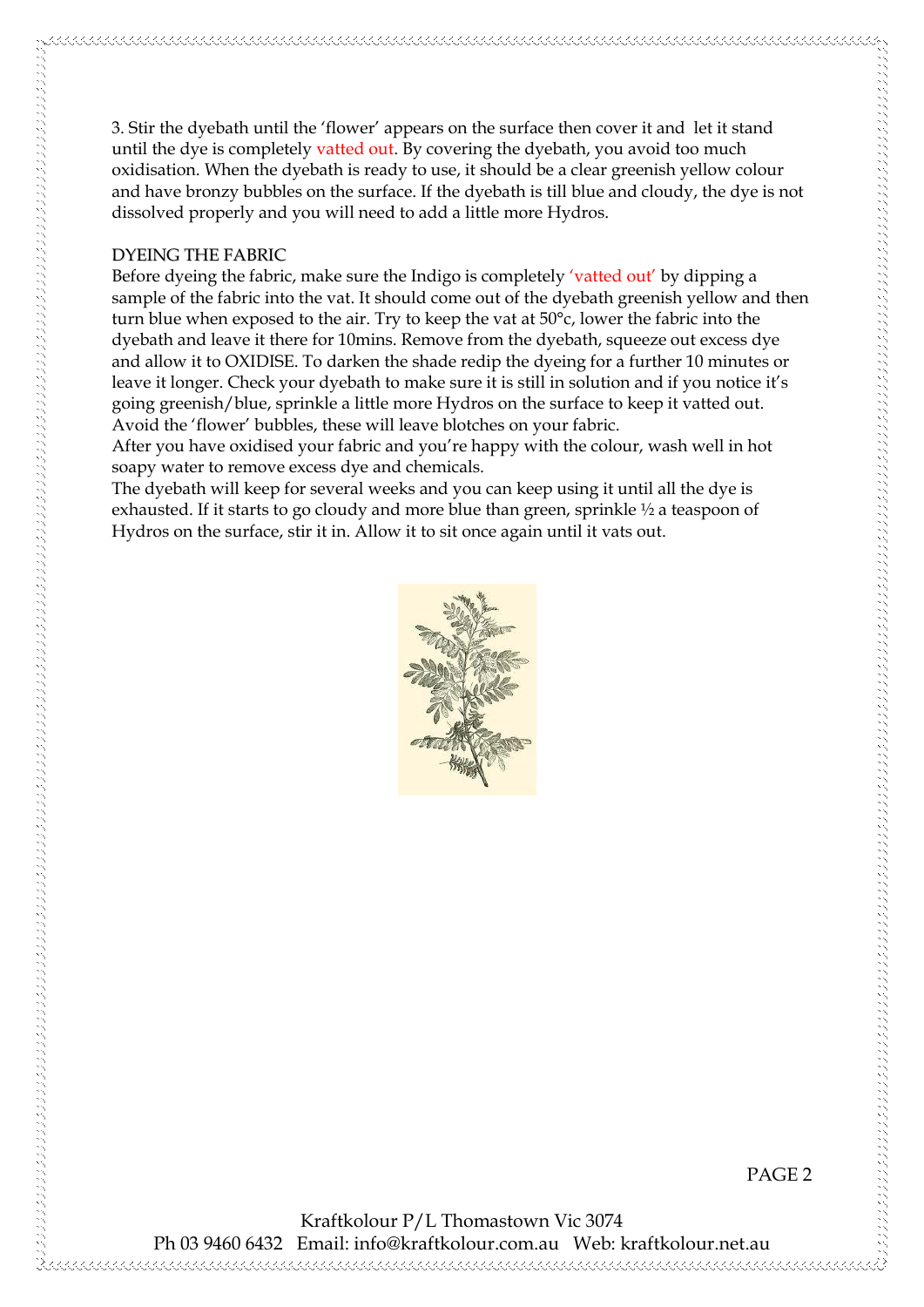3. Stir the dyebath until the 'flower' appears on the surface then cover it and let it stand until the dye is completely vatted out. By covering the dyebath, you avoid too much oxidisation. When the dyebath is ready to use, it should be a clear greenish yellow colour and have bronzy bubbles on the surface. If the dyebath is till blue and cloudy, the dye is not dissolved properly and you will need to add a little more Hydros.

## DYEING THE FABRIC

Before dyeing the fabric, make sure the Indigo is completely 'vatted out' by dipping a sample of the fabric into the vat. It should come out of the dyebath greenish yellow and then turn blue when exposed to the air. Try to keep the vat at 50°c, lower the fabric into the dyebath and leave it there for 10mins. Remove from the dyebath, squeeze out excess dye and allow it to OXIDISE. To darken the shade redip the dyeing for a further 10 minutes or leave it longer. Check your dyebath to make sure it is still in solution and if you notice it's going greenish/blue, sprinkle a little more Hydros on the surface to keep it vatted out. Avoid the 'flower' bubbles, these will leave blotches on your fabric.

After you have oxidised your fabric and you're happy with the colour, wash well in hot soapy water to remove excess dye and chemicals.

The dyebath will keep for several weeks and you can keep using it until all the dye is exhausted. If it starts to go cloudy and more blue than green, sprinkle ½ a teaspoon of Hydros on the surface, stir it in. Allow it to sit once again until it vats out.

Kraftkolour P/L Thomastown Vic 3074
Ph 03 9460 6432 Email: info@kraftkolour.com.au Web: kraftkolour.net.au